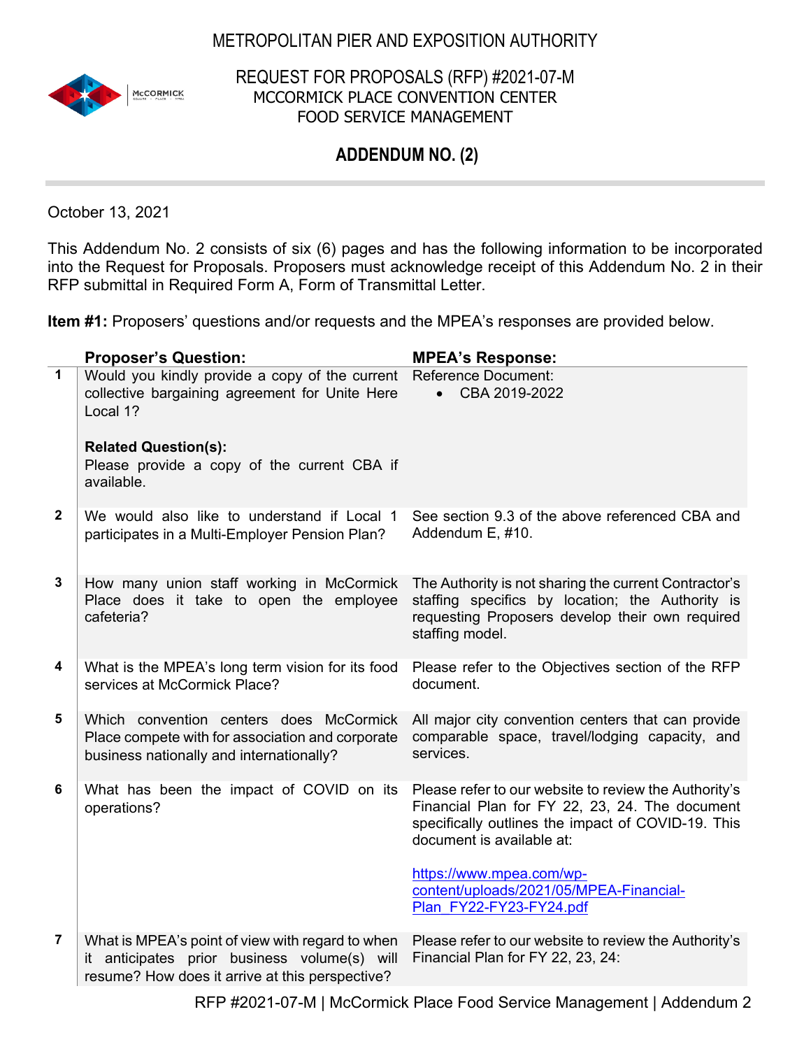# METROPOLITAN PIER AND EXPOSITION AUTHORITY

## REQUEST FOR PROPOSALS (RFP) #2021-07-M
## MCCORMICK PLACE CONVENTION CENTER
## FOOD SERVICE MANAGEMENT

## ADDENDUM NO. (2)

October 13, 2021

This Addendum No. 2 consists of six (6) pages and has the following information to be incorporated into the Request for Proposals. Proposers must acknowledge receipt of this Addendum No. 2 in their RFP submittal in Required Form A, Form of Transmittal Letter.

**Item #1:** Proposers' questions and/or requests and the MPEA's responses are provided below.

| | **Proposer's Question:** | **MPEA's Response:** |
|---|---|---|
| **1** | Would you kindly provide a copy of the current collective bargaining agreement for Unite Here Local 1?<br><br>**Related Question(s):**<br>Please provide a copy of the current CBA if available. | Reference Document:<br>• CBA 2019-2022 |
| **2** | We would also like to understand if Local 1 participates in a Multi-Employer Pension Plan? | See section 9.3 of the above referenced CBA and Addendum E, #10. |
| **3** | How many union staff working in McCormick Place does it take to open the employee cafeteria? | The Authority is not sharing the current Contractor's staffing specifics by location; the Authority is requesting Proposers develop their own required staffing model. |
| **4** | What is the MPEA's long term vision for its food services at McCormick Place? | Please refer to the Objectives section of the RFP document. |
| **5** | Which convention centers does McCormick Place compete with for association and corporate business nationally and internationally? | All major city convention centers that can provide comparable space, travel/lodging capacity, and services. |
| **6** | What has been the impact of COVID on its operations? | Please refer to our website to review the Authority's Financial Plan for FY 22, 23, 24. The document specifically outlines the impact of COVID-19. This document is available at:<br><br>https://www.mpea.com/wp-content/uploads/2021/05/MPEA-Financial-Plan_FY22-FY23-FY24.pdf |
| **7** | What is MPEA's point of view with regard to when it anticipates prior business volume(s) will resume? How does it arrive at this perspective? | Please refer to our website to review the Authority's Financial Plan for FY 22, 23, 24: |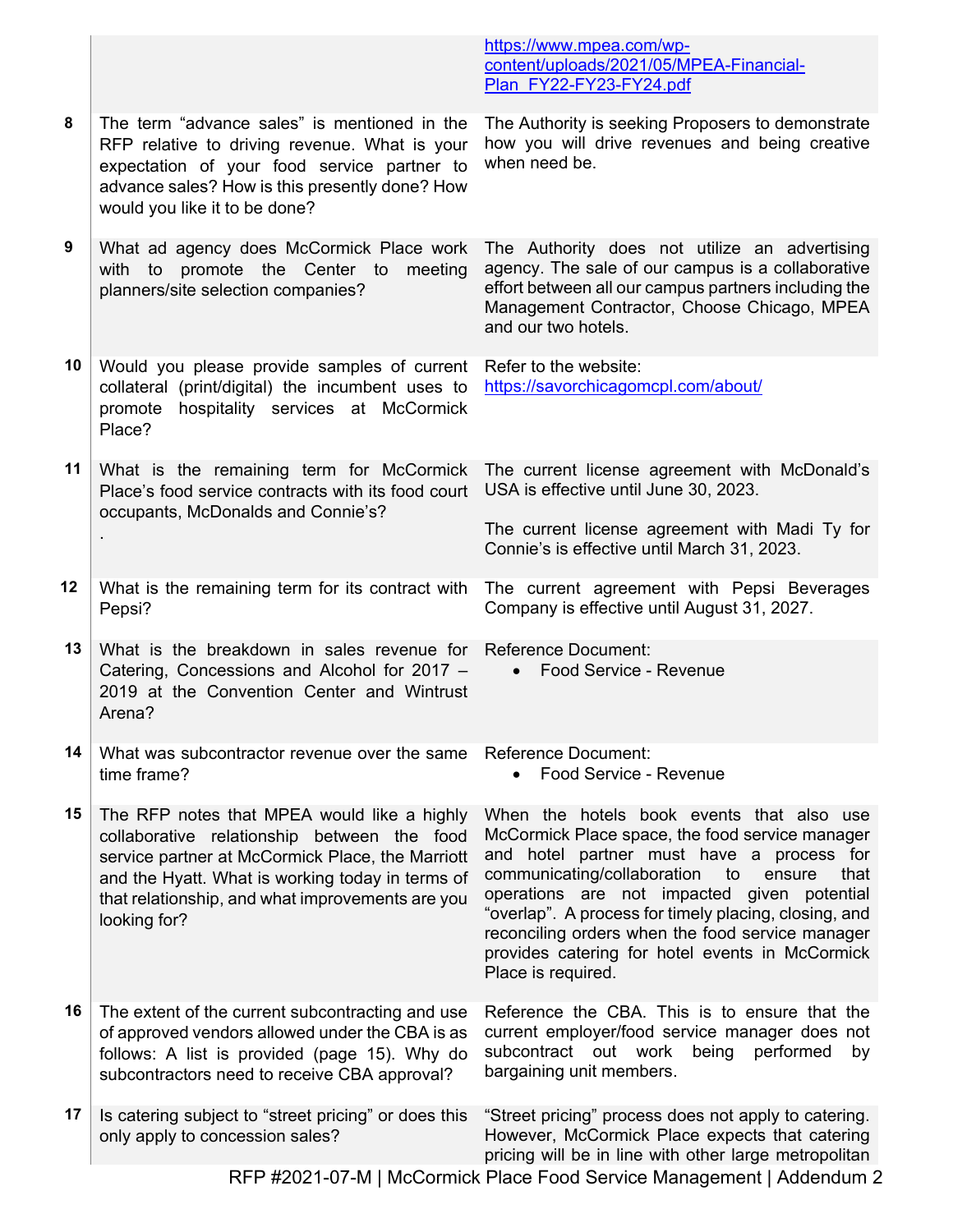| | | |
|---|---|---|
| | | https://www.mpea.com/wp-content/uploads/2021/05/MPEA-Financial-Plan_FY22-FY23-FY24.pdf |
| 8 | The term "advance sales" is mentioned in the RFP relative to driving revenue. What is your expectation of your food service partner to advance sales? How is this presently done? How would you like it to be done? | The Authority is seeking Proposers to demonstrate how you will drive revenues and being creative when need be. |
| 9 | What ad agency does McCormick Place work with to promote the Center to meeting planners/site selection companies? | The Authority does not utilize an advertising agency. The sale of our campus is a collaborative effort between all our campus partners including the Management Contractor, Choose Chicago, MPEA and our two hotels. |
| 10 | Would you please provide samples of current collateral (print/digital) the incumbent uses to promote hospitality services at McCormick Place? | Refer to the website: https://savorchicagomcpl.com/about/ |
| 11 | What is the remaining term for McCormick Place's food service contracts with its food court occupants, McDonalds and Connie's? . | The current license agreement with McDonald's USA is effective until June 30, 2023.<br><br>The current license agreement with Madi Ty for Connie's is effective until March 31, 2023. |
| 12 | What is the remaining term for its contract with Pepsi? | The current agreement with Pepsi Beverages Company is effective until August 31, 2027. |
| 13 | What is the breakdown in sales revenue for Catering, Concessions and Alcohol for 2017 – 2019 at the Convention Center and Wintrust Arena? | Reference Document:<br>• Food Service - Revenue |
| 14 | What was subcontractor revenue over the same time frame? | Reference Document:<br>• Food Service - Revenue |
| 15 | The RFP notes that MPEA would like a highly collaborative relationship between the food service partner at McCormick Place, the Marriott and the Hyatt. What is working today in terms of that relationship, and what improvements are you looking for? | When the hotels book events that also use McCormick Place space, the food service manager and hotel partner must have a process for communicating/collaboration to ensure that operations are not impacted given potential "overlap". A process for timely placing, closing, and reconciling orders when the food service manager provides catering for hotel events in McCormick Place is required. |
| 16 | The extent of the current subcontracting and use of approved vendors allowed under the CBA is as follows: A list is provided (page 15). Why do subcontractors need to receive CBA approval? | Reference the CBA. This is to ensure that the current employer/food service manager does not subcontract out work being performed by bargaining unit members. |
| 17 | Is catering subject to "street pricing" or does this only apply to concession sales? | "Street pricing" process does not apply to catering. However, McCormick Place expects that catering pricing will be in line with other large metropolitan |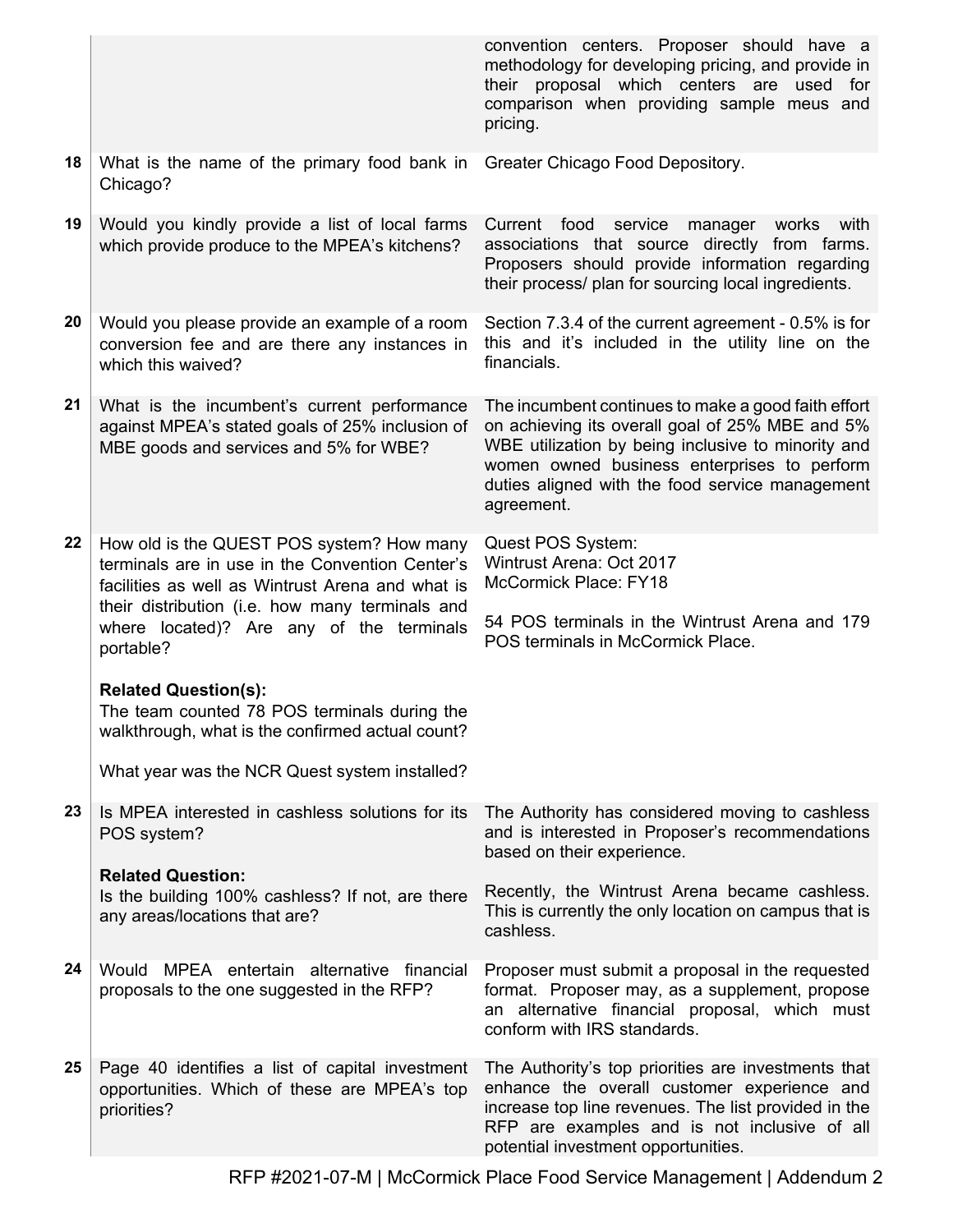| | | |
|---|---|---|
| | | convention centers. Proposer should have a methodology for developing pricing, and provide in their proposal which centers are used for comparison when providing sample meus and pricing. |
| **18** | What is the name of the primary food bank in Chicago? | Greater Chicago Food Depository. |
| **19** | Would you kindly provide a list of local farms which provide produce to the MPEA's kitchens? | Current food service manager works with associations that source directly from farms. Proposers should provide information regarding their process/ plan for sourcing local ingredients. |
| **20** | Would you please provide an example of a room conversion fee and are there any instances in which this waived? | Section 7.3.4 of the current agreement - 0.5% is for this and it's included in the utility line on the financials. |
| **21** | What is the incumbent's current performance against MPEA's stated goals of 25% inclusion of MBE goods and services and 5% for WBE? | The incumbent continues to make a good faith effort on achieving its overall goal of 25% MBE and 5% WBE utilization by being inclusive to minority and women owned business enterprises to perform duties aligned with the food service management agreement. |
| **22** | How old is the QUEST POS system? How many terminals are in use in the Convention Center's facilities as well as Wintrust Arena and what is their distribution (i.e. how many terminals and where located)? Are any of the terminals portable?<br><br>**Related Question(s):**<br>The team counted 78 POS terminals during the walkthrough, what is the confirmed actual count?<br><br>What year was the NCR Quest system installed? | Quest POS System:<br>Wintrust Arena: Oct 2017<br>McCormick Place: FY18<br><br>54 POS terminals in the Wintrust Arena and 179 POS terminals in McCormick Place. |
| **23** | Is MPEA interested in cashless solutions for its POS system?<br><br>**Related Question:**<br>Is the building 100% cashless? If not, are there any areas/locations that are? | The Authority has considered moving to cashless and is interested in Proposer's recommendations based on their experience.<br><br>Recently, the Wintrust Arena became cashless. This is currently the only location on campus that is cashless. |
| **24** | Would MPEA entertain alternative financial proposals to the one suggested in the RFP? | Proposer must submit a proposal in the requested format. Proposer may, as a supplement, propose an alternative financial proposal, which must conform with IRS standards. |
| **25** | Page 40 identifies a list of capital investment opportunities. Which of these are MPEA's top priorities? | The Authority's top priorities are investments that enhance the overall customer experience and increase top line revenues. The list provided in the RFP are examples and is not inclusive of all potential investment opportunities. |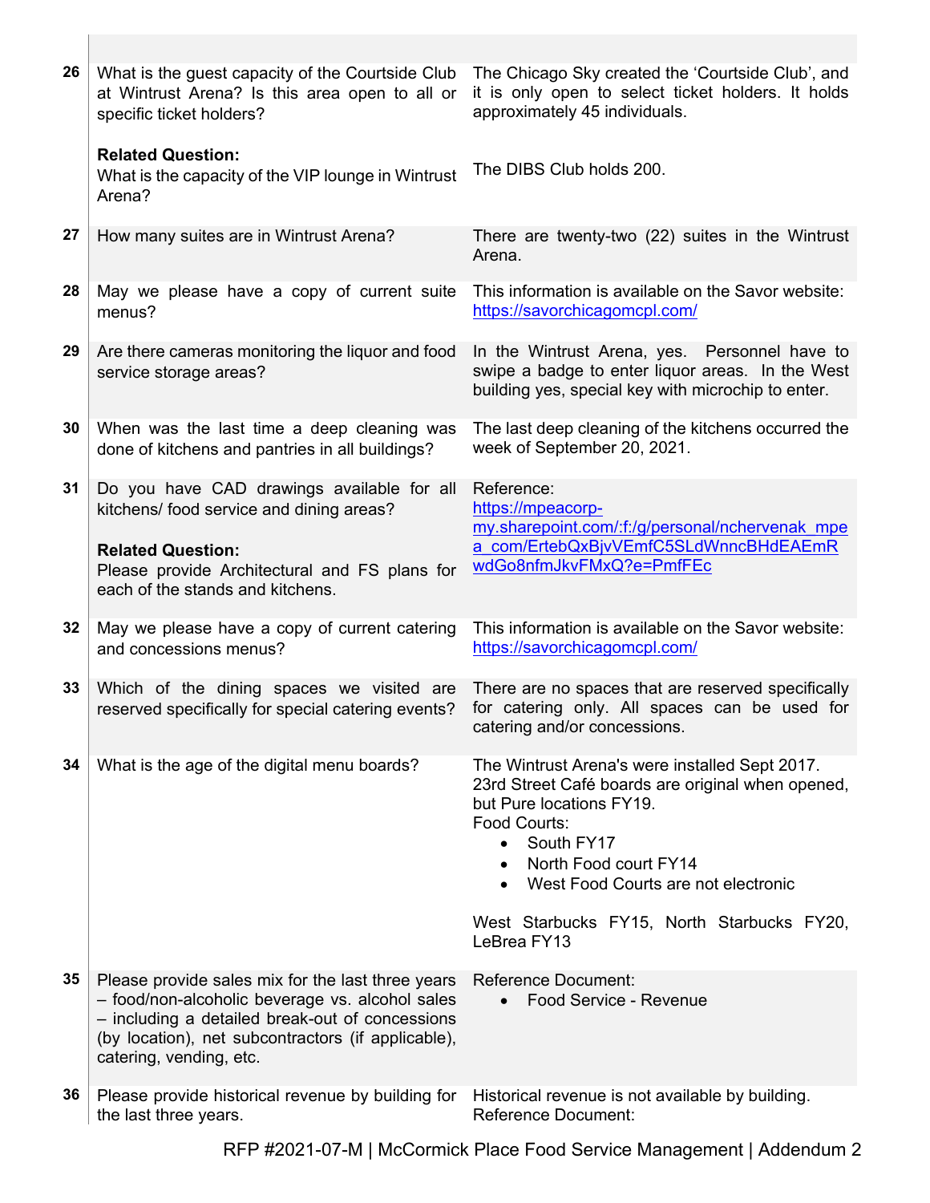| | | |
|---|---|---|
| 26 | What is the guest capacity of the Courtside Club at Wintrust Arena? Is this area open to all or specific ticket holders?<br><br>**Related Question:**<br>What is the capacity of the VIP lounge in Wintrust Arena? | The Chicago Sky created the 'Courtside Club', and it is only open to select ticket holders. It holds approximately 45 individuals.<br><br>The DIBS Club holds 200. |
| 27 | How many suites are in Wintrust Arena? | There are twenty-two (22) suites in the Wintrust Arena. |
| 28 | May we please have a copy of current suite menus? | This information is available on the Savor website: https://savorchicagomcpl.com/ |
| 29 | Are there cameras monitoring the liquor and food service storage areas? | In the Wintrust Arena, yes. Personnel have to swipe a badge to enter liquor areas. In the West building yes, special key with microchip to enter. |
| 30 | When was the last time a deep cleaning was done of kitchens and pantries in all buildings? | The last deep cleaning of the kitchens occurred the week of September 20, 2021. |
| 31 | Do you have CAD drawings available for all kitchens/ food service and dining areas?<br><br>**Related Question:**<br>Please provide Architectural and FS plans for each of the stands and kitchens. | Reference:<br>https://mpeacorp-my.sharepoint.com/:f:/g/personal/nchervenak_mpea_com/ErtebQxBjvVEmfC5SLdWnncBHdEAEmRwdGo8nfmJkvFMxQ?e=PmfFEc |
| 32 | May we please have a copy of current catering and concessions menus? | This information is available on the Savor website: https://savorchicagomcpl.com/ |
| 33 | Which of the dining spaces we visited are reserved specifically for special catering events? | There are no spaces that are reserved specifically for catering only. All spaces can be used for catering and/or concessions. |
| 34 | What is the age of the digital menu boards? | The Wintrust Arena's were installed Sept 2017.<br>23rd Street Café boards are original when opened, but Pure locations FY19.<br>Food Courts:<br>• South FY17<br>• North Food court FY14<br>• West Food Courts are not electronic<br><br>West Starbucks FY15, North Starbucks FY20, LeBrea FY13 |
| 35 | Please provide sales mix for the last three years – food/non-alcoholic beverage vs. alcohol sales – including a detailed break-out of concessions (by location), net subcontractors (if applicable), catering, vending, etc. | Reference Document:<br>• Food Service - Revenue |
| 36 | Please provide historical revenue by building for the last three years. | Historical revenue is not available by building.<br>Reference Document: |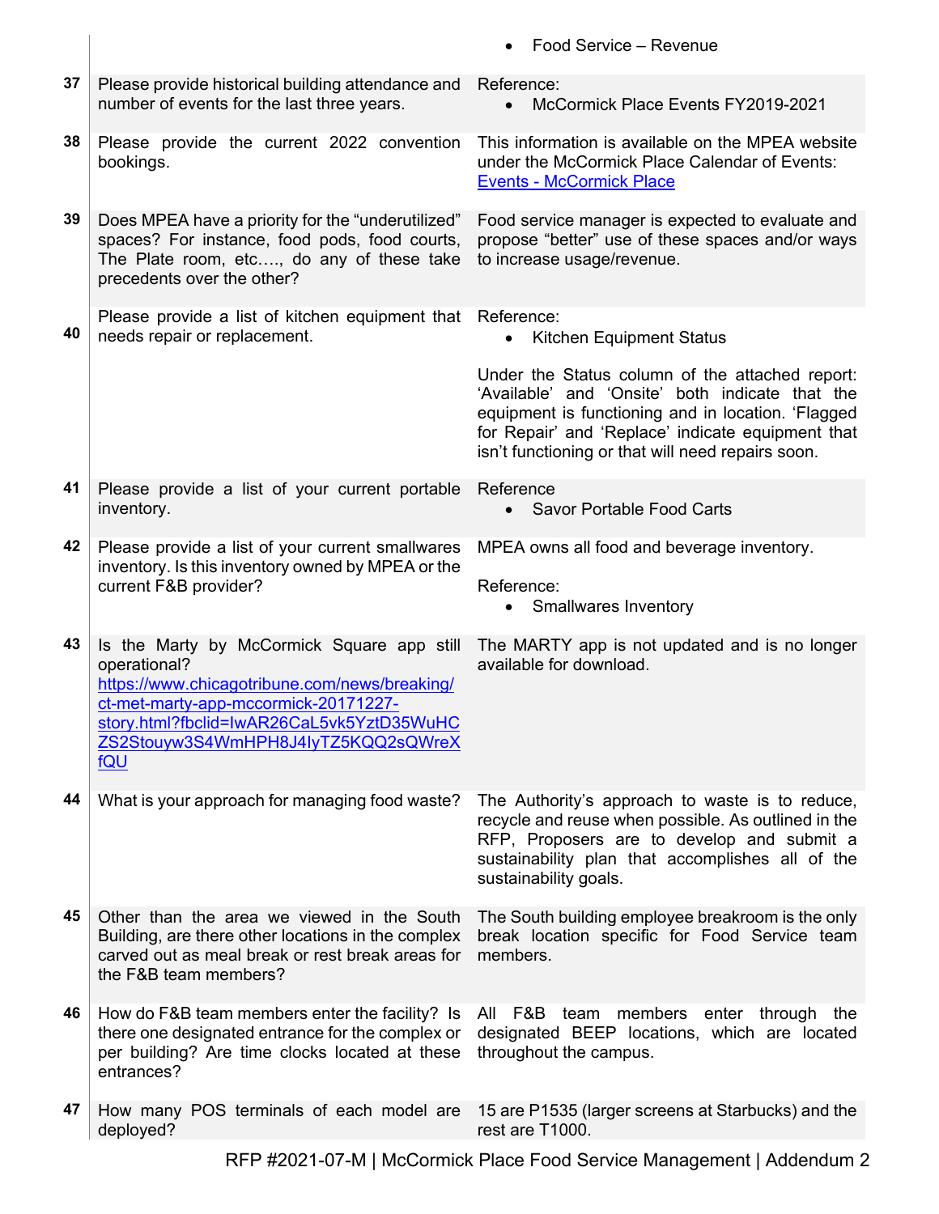| | | |
|---|---|---|
| | | • Food Service – Revenue |
| 37 | Please provide historical building attendance and number of events for the last three years. | Reference:<br>• McCormick Place Events FY2019-2021 |
| 38 | Please provide the current 2022 convention bookings. | This information is available on the MPEA website under the McCormick Place Calendar of Events: [Events - McCormick Place](#) |
| 39 | Does MPEA have a priority for the "underutilized" spaces? For instance, food pods, food courts, The Plate room, etc…., do any of these take precedents over the other? | Food service manager is expected to evaluate and propose "better" use of these spaces and/or ways to increase usage/revenue. |
| 40 | Please provide a list of kitchen equipment that needs repair or replacement. | Reference:<br>• Kitchen Equipment Status<br><br>Under the Status column of the attached report: 'Available' and 'Onsite' both indicate that the equipment is functioning and in location. 'Flagged for Repair' and 'Replace' indicate equipment that isn't functioning or that will need repairs soon. |
| 41 | Please provide a list of your current portable inventory. | Reference<br>• Savor Portable Food Carts |
| 42 | Please provide a list of your current smallwares inventory. Is this inventory owned by MPEA or the current F&B provider? | MPEA owns all food and beverage inventory.<br><br>Reference:<br>• Smallwares Inventory |
| 43 | Is the Marty by McCormick Square app still operational? https://www.chicagotribune.com/news/breaking/ct-met-marty-app-mccormick-20171227-story.html?fbclid=IwAR26CaL5vk5YztD35WuHCZS2Stouyw3S4WmHPH8J4IyTZ5KQQ2sQWreXfQU | The MARTY app is not updated and is no longer available for download. |
| 44 | What is your approach for managing food waste? | The Authority's approach to waste is to reduce, recycle and reuse when possible. As outlined in the RFP, Proposers are to develop and submit a sustainability plan that accomplishes all of the sustainability goals. |
| 45 | Other than the area we viewed in the South Building, are there other locations in the complex carved out as meal break or rest break areas for the F&B team members? | The South building employee breakroom is the only break location specific for Food Service team members. |
| 46 | How do F&B team members enter the facility? Is there one designated entrance for the complex or per building? Are time clocks located at these entrances? | All F&B team members enter through the designated BEEP locations, which are located throughout the campus. |
| 47 | How many POS terminals of each model are deployed? | 15 are P1535 (larger screens at Starbucks) and the rest are T1000. |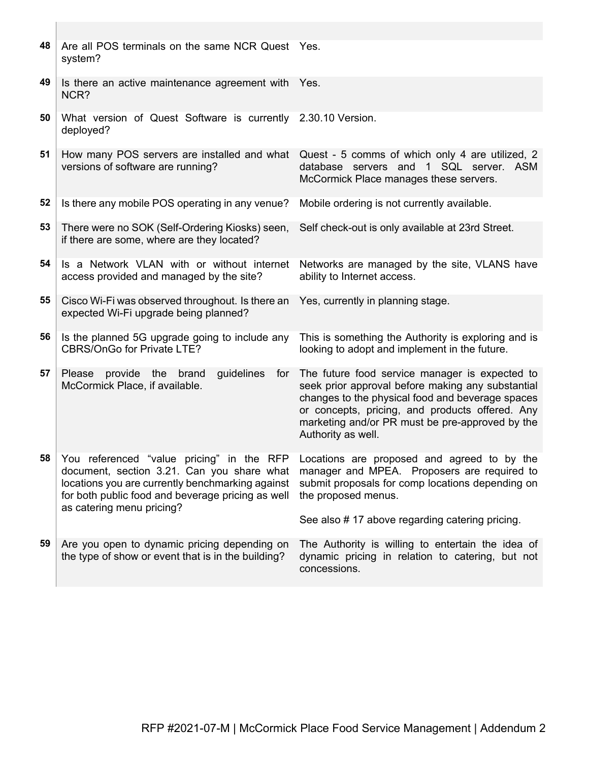| | | |
|---|---|---|
| 48 | Are all POS terminals on the same NCR Quest system? | Yes. |
| 49 | Is there an active maintenance agreement with NCR? | Yes. |
| 50 | What version of Quest Software is currently deployed? | 2.30.10 Version. |
| 51 | How many POS servers are installed and what versions of software are running? | Quest - 5 comms of which only 4 are utilized, 2 database servers and 1 SQL server. ASM McCormick Place manages these servers. |
| 52 | Is there any mobile POS operating in any venue? | Mobile ordering is not currently available. |
| 53 | There were no SOK (Self-Ordering Kiosks) seen, if there are some, where are they located? | Self check-out is only available at 23rd Street. |
| 54 | Is a Network VLAN with or without internet access provided and managed by the site? | Networks are managed by the site, VLANS have ability to Internet access. |
| 55 | Cisco Wi-Fi was observed throughout. Is there an expected Wi-Fi upgrade being planned? | Yes, currently in planning stage. |
| 56 | Is the planned 5G upgrade going to include any CBRS/OnGo for Private LTE? | This is something the Authority is exploring and is looking to adopt and implement in the future. |
| 57 | Please provide the brand guidelines for McCormick Place, if available. | The future food service manager is expected to seek prior approval before making any substantial changes to the physical food and beverage spaces or concepts, pricing, and products offered. Any marketing and/or PR must be pre-approved by the Authority as well. |
| 58 | You referenced "value pricing" in the RFP document, section 3.21. Can you share what locations you are currently benchmarking against for both public food and beverage pricing as well as catering menu pricing? | Locations are proposed and agreed to by the manager and MPEA. Proposers are required to submit proposals for comp locations depending on the proposed menus.<br><br>See also # 17 above regarding catering pricing. |
| 59 | Are you open to dynamic pricing depending on the type of show or event that is in the building? | The Authority is willing to entertain the idea of dynamic pricing in relation to catering, but not concessions. |